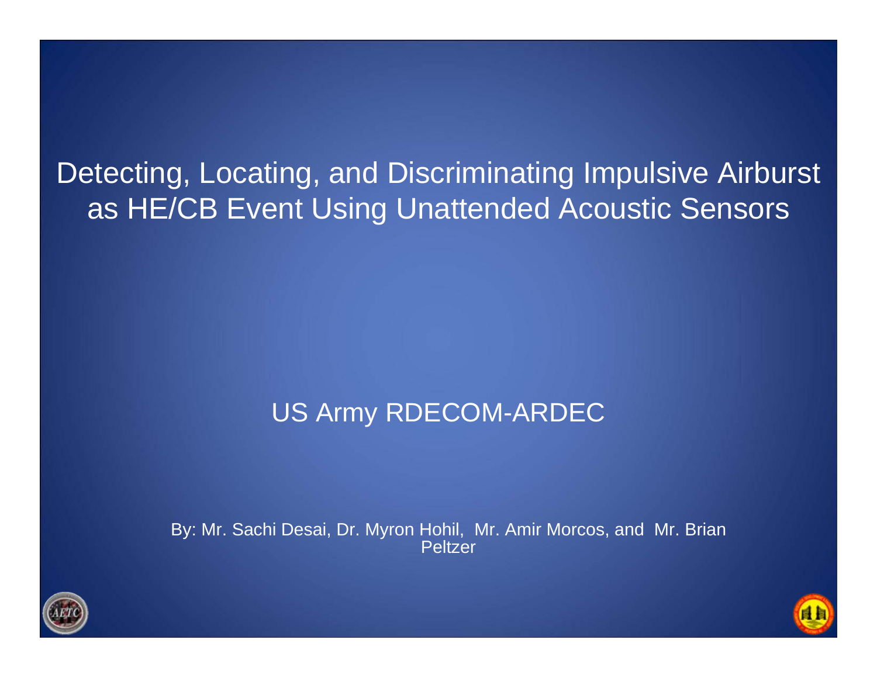# Detecting, Locating, and Discriminating Impulsive Airburst as HE/CB Event Using Unattended Acoustic Sensors

US Army RDECOM-ARDEC

By: Mr. Sachi Desai, Dr. Myron Hohil, Mr. Amir Morcos, and Mr. Brian Peltzer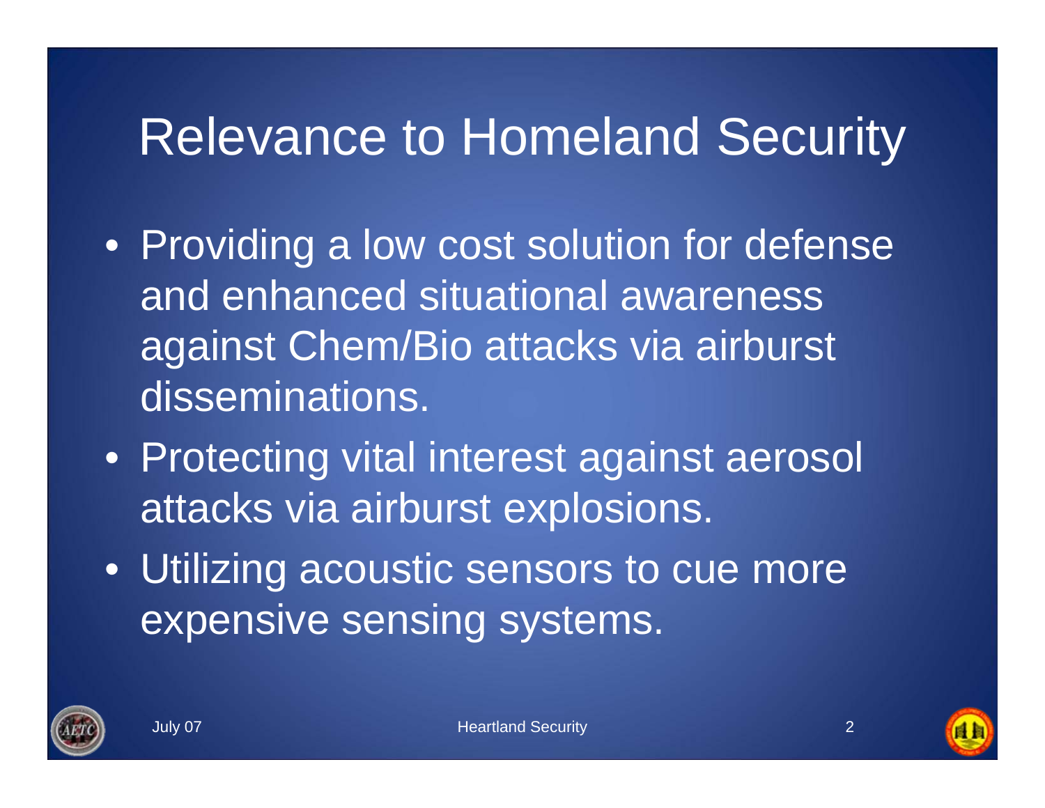# Relevance to Homeland Security

- Providing a low cost solution for defense and enhanced situational awareness against Chem/Bio attacks via airburst disseminations.
- Protecting vital interest against aerosol attacks via airburst explosions.
- Utilizing acoustic sensors to cue more expensive sensing systems.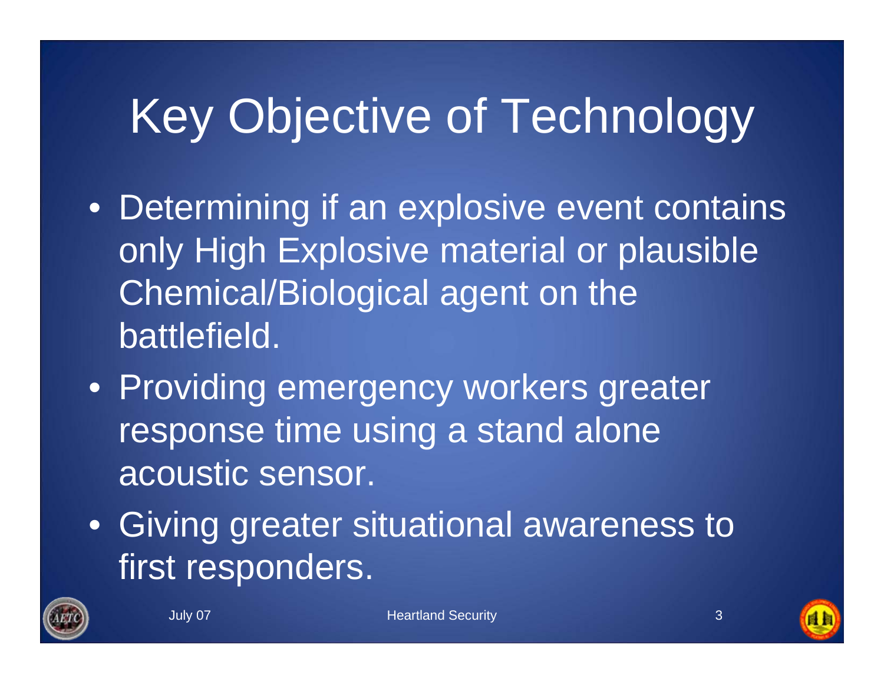# Key Objective of Technology

- Determining if an explosive event contains only High Explosive material or plausible Chemical/Biological agent on the battlefield.
- Providing emergency workers greater response time using a stand alone acoustic sensor.
- Giving greater situational awareness to first responders.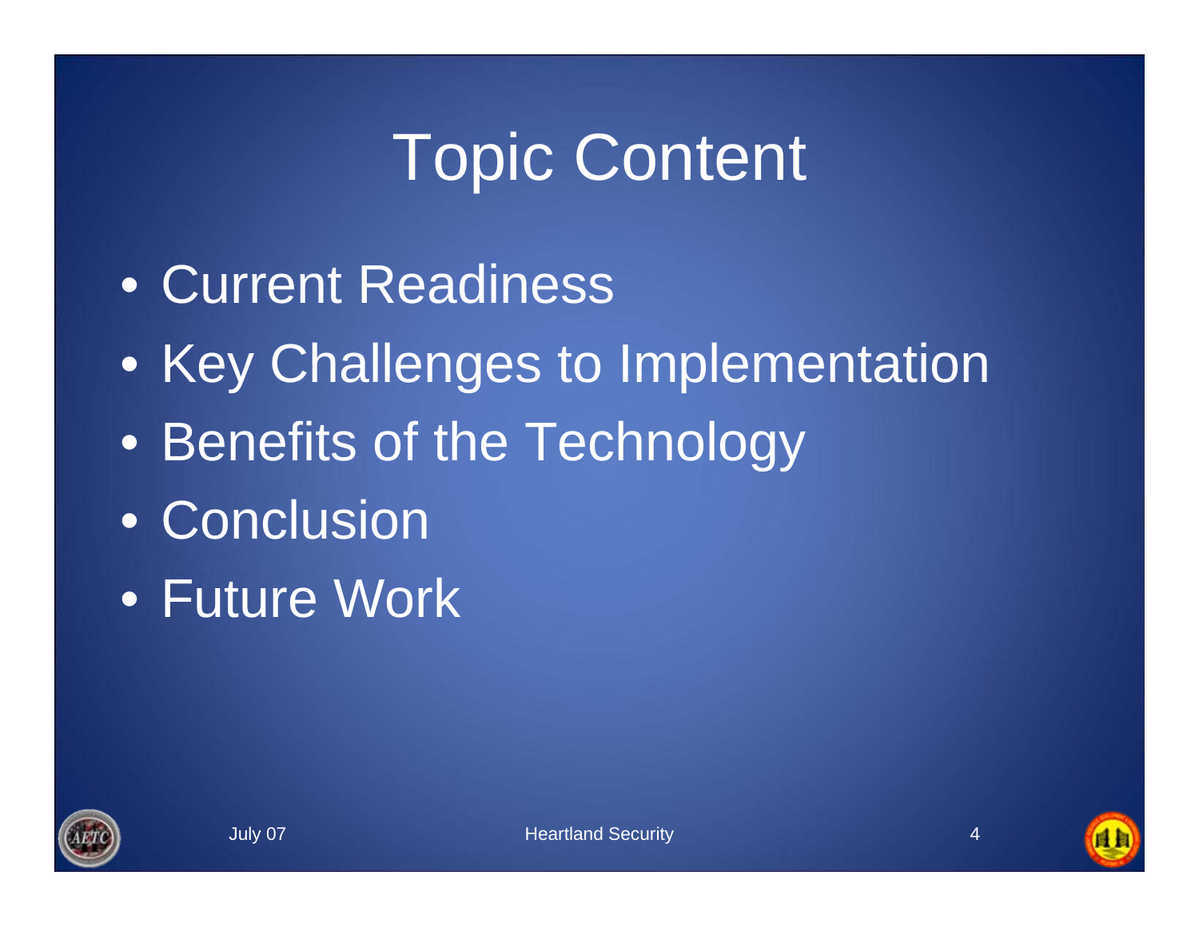# Topic Content

- Current Readiness
- Key Challenges to Implementation
- Benefits of the Technology
- Conclusion
- Future Work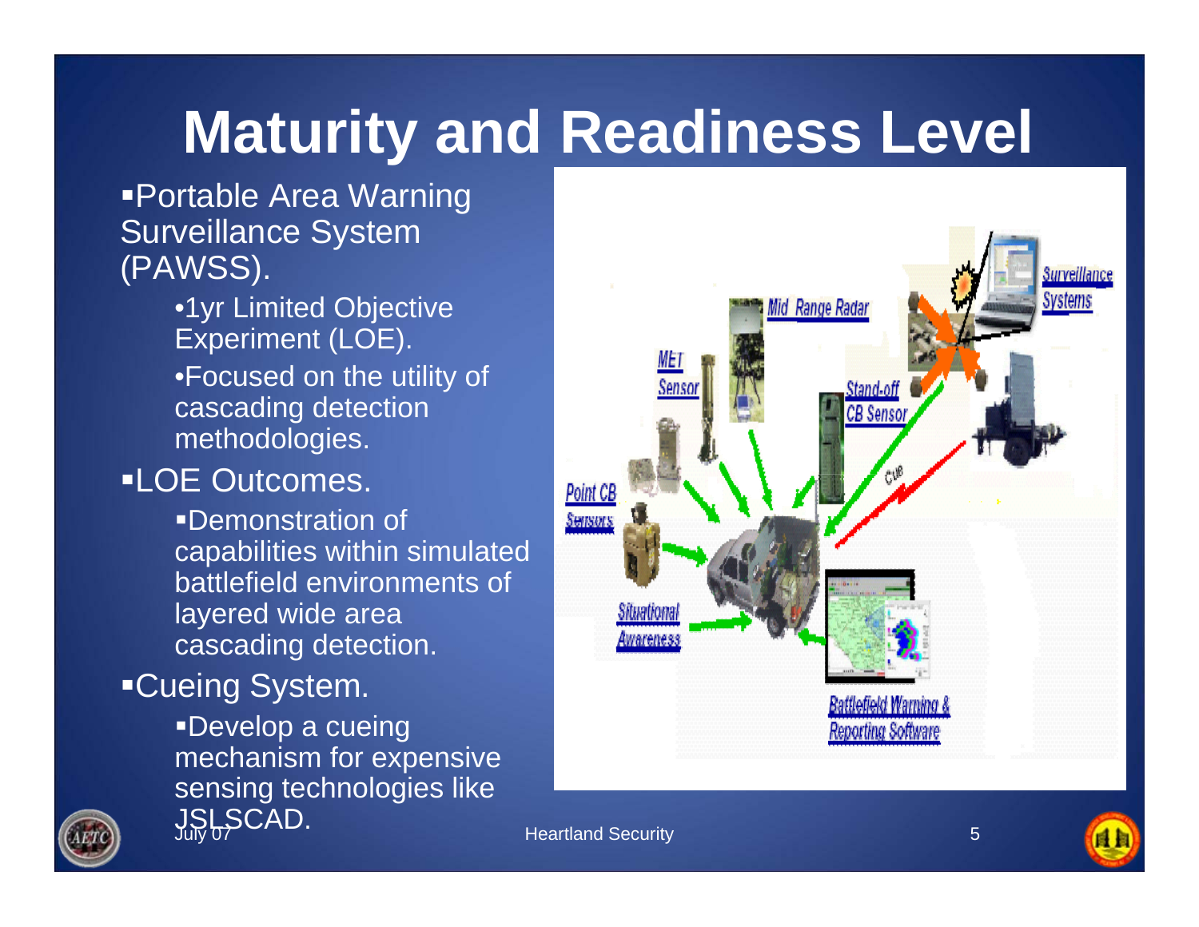# Maturity and Readiness Level

- Portable Area Warning Surveillance System (PAWSS).
  - 1yr Limited Objective Experiment (LOE).
  - Focused on the utility of cascading detection methodologies.
- LOE Outcomes.
  - Demonstration of capabilities within simulated battlefield environments of layered wide area cascading detection.
- Cueing System.
  - Develop a cueing mechanism for expensive sensing technologies like JSLSCAD.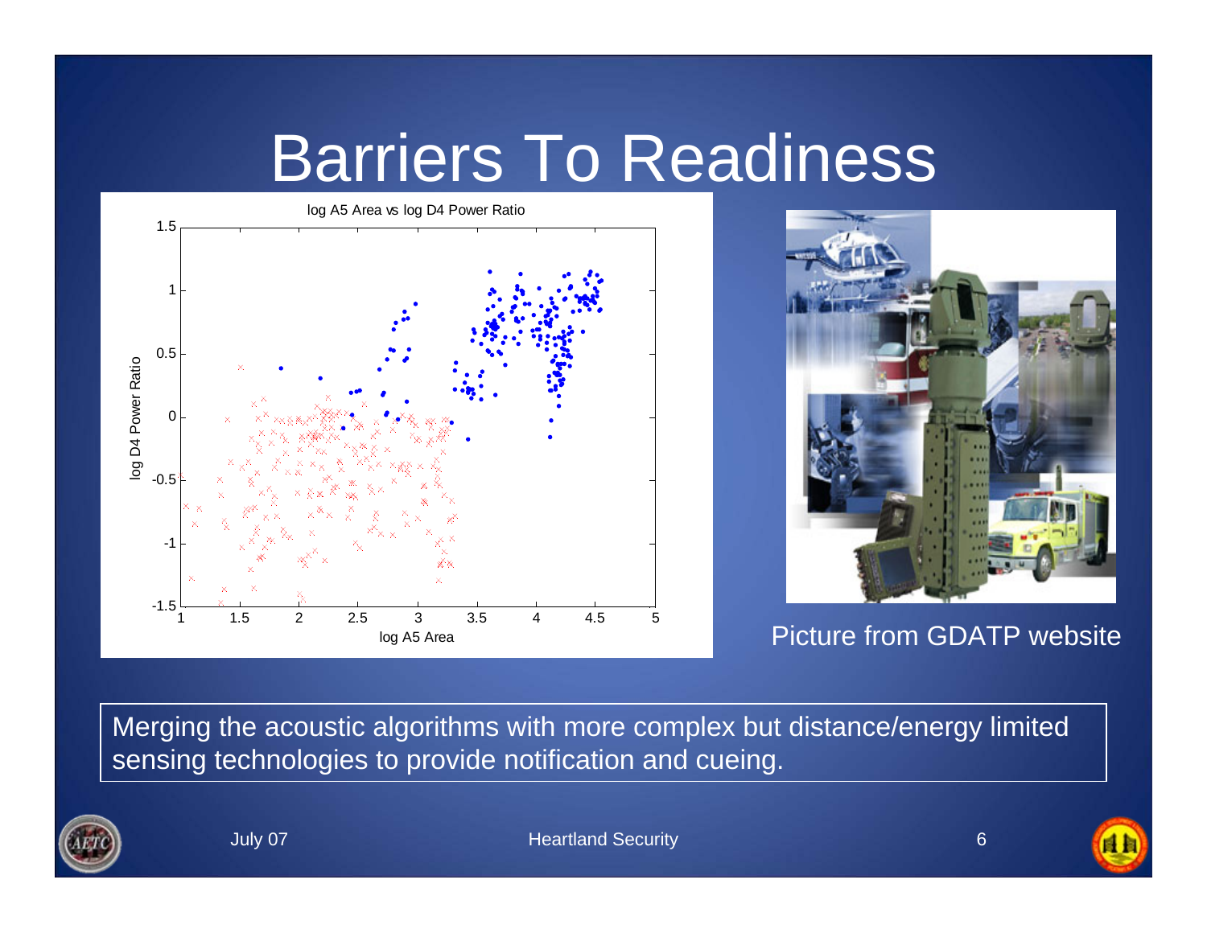# Barriers To Readiness

Picture from GDATP website

Merging the acoustic algorithms with more complex but distance/energy limited sensing technologies to provide notification and cueing.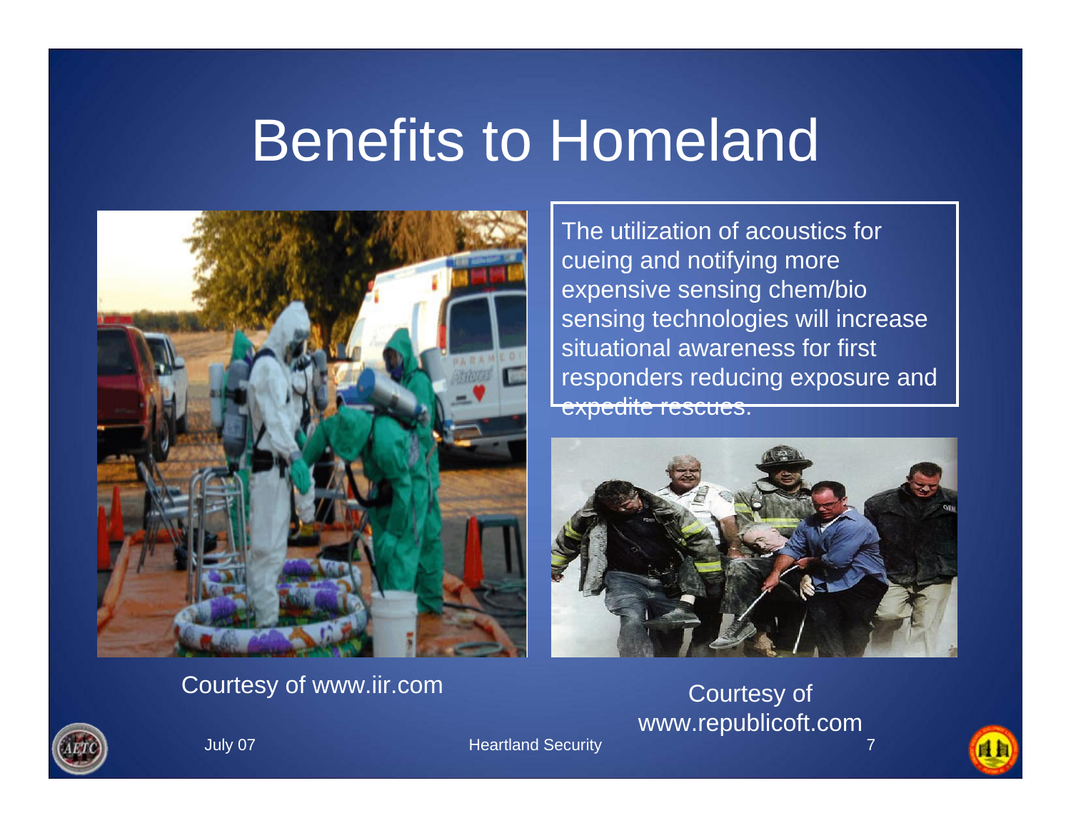# Benefits to Homeland

The utilization of acoustics for cueing and notifying more expensive sensing chem/bio sensing technologies will increase situational awareness for first responders reducing exposure and expedite rescues.

Courtesy of www.iir.com

Courtesy of www.republicoft.com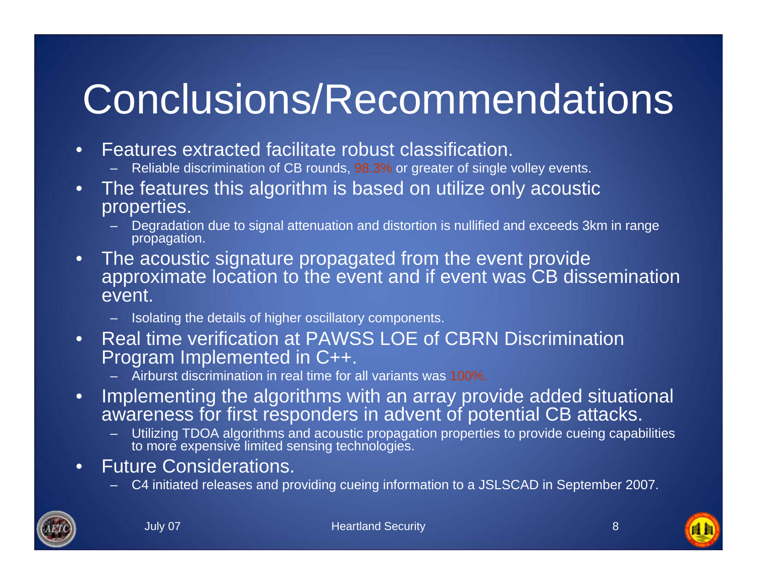# Conclusions/Recommendations

- Features extracted facilitate robust classification.
  - Reliable discrimination of CB rounds, 98.3% or greater of single volley events.
- The features this algorithm is based on utilize only acoustic properties.
  - Degradation due to signal attenuation and distortion is nullified and exceeds 3km in range propagation.
- The acoustic signature propagated from the event provide approximate location to the event and if event was CB dissemination event.
  - Isolating the details of higher oscillatory components.
- Real time verification at PAWSS LOE of CBRN Discrimination Program Implemented in C++.
  - Airburst discrimination in real time for all variants was 100%.
- Implementing the algorithms with an array provide added situational awareness for first responders in advent of potential CB attacks.
  - Utilizing TDOA algorithms and acoustic propagation properties to provide cueing capabilities to more expensive limited sensing technologies.
- Future Considerations.
  - C4 initiated releases and providing cueing information to a JSLSCAD in September 2007.